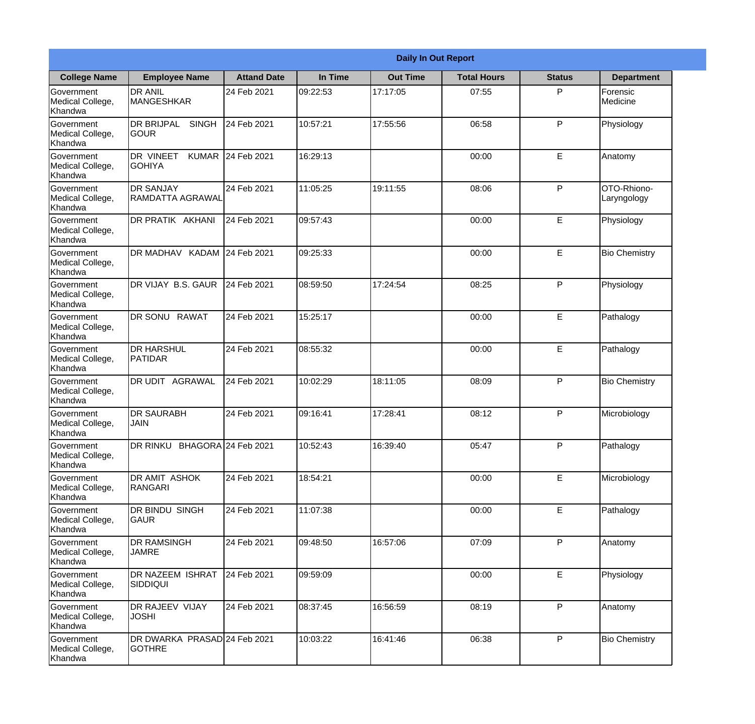**Daily In Out Report**

| College Name | Employee Name | Attand Date | In Time | Out Time | Total Hours | Status | Department |
|---|---|---|---|---|---|---|---|
| Government Medical College, Khandwa | DR ANIL MANGESHKAR | 24 Feb 2021 | 09:22:53 | 17:17:05 | 07:55 | P | Forensic Medicine |
| Government Medical College, Khandwa | DR BRIJPAL SINGH GOUR | 24 Feb 2021 | 10:57:21 | 17:55:56 | 06:58 | P | Physiology |
| Government Medical College, Khandwa | DR VINEET KUMAR GOHIYA | 24 Feb 2021 | 16:29:13 | | 00:00 | E | Anatomy |
| Government Medical College, Khandwa | DR SANJAY RAMDATTA AGRAWAL | 24 Feb 2021 | 11:05:25 | 19:11:55 | 08:06 | P | OTO-Rhiono-Laryngology |
| Government Medical College, Khandwa | DR PRATIK AKHANI | 24 Feb 2021 | 09:57:43 | | 00:00 | E | Physiology |
| Government Medical College, Khandwa | DR MADHAV KADAM | 24 Feb 2021 | 09:25:33 | | 00:00 | E | Bio Chemistry |
| Government Medical College, Khandwa | DR VIJAY B.S. GAUR | 24 Feb 2021 | 08:59:50 | 17:24:54 | 08:25 | P | Physiology |
| Government Medical College, Khandwa | DR SONU RAWAT | 24 Feb 2021 | 15:25:17 | | 00:00 | E | Pathalogy |
| Government Medical College, Khandwa | DR HARSHUL PATIDAR | 24 Feb 2021 | 08:55:32 | | 00:00 | E | Pathalogy |
| Government Medical College, Khandwa | DR UDIT AGRAWAL | 24 Feb 2021 | 10:02:29 | 18:11:05 | 08:09 | P | Bio Chemistry |
| Government Medical College, Khandwa | DR SAURABH JAIN | 24 Feb 2021 | 09:16:41 | 17:28:41 | 08:12 | P | Microbiology |
| Government Medical College, Khandwa | DR RINKU BHAGORA | 24 Feb 2021 | 10:52:43 | 16:39:40 | 05:47 | P | Pathalogy |
| Government Medical College, Khandwa | DR AMIT ASHOK RANGARI | 24 Feb 2021 | 18:54:21 | | 00:00 | E | Microbiology |
| Government Medical College, Khandwa | DR BINDU SINGH GAUR | 24 Feb 2021 | 11:07:38 | | 00:00 | E | Pathalogy |
| Government Medical College, Khandwa | DR RAMSINGH JAMRE | 24 Feb 2021 | 09:48:50 | 16:57:06 | 07:09 | P | Anatomy |
| Government Medical College, Khandwa | DR NAZEEM ISHRAT SIDDIQUI | 24 Feb 2021 | 09:59:09 | | 00:00 | E | Physiology |
| Government Medical College, Khandwa | DR RAJEEV VIJAY JOSHI | 24 Feb 2021 | 08:37:45 | 16:56:59 | 08:19 | P | Anatomy |
| Government Medical College, Khandwa | DR DWARKA PRASAD GOTHRE | 24 Feb 2021 | 10:03:22 | 16:41:46 | 06:38 | P | Bio Chemistry |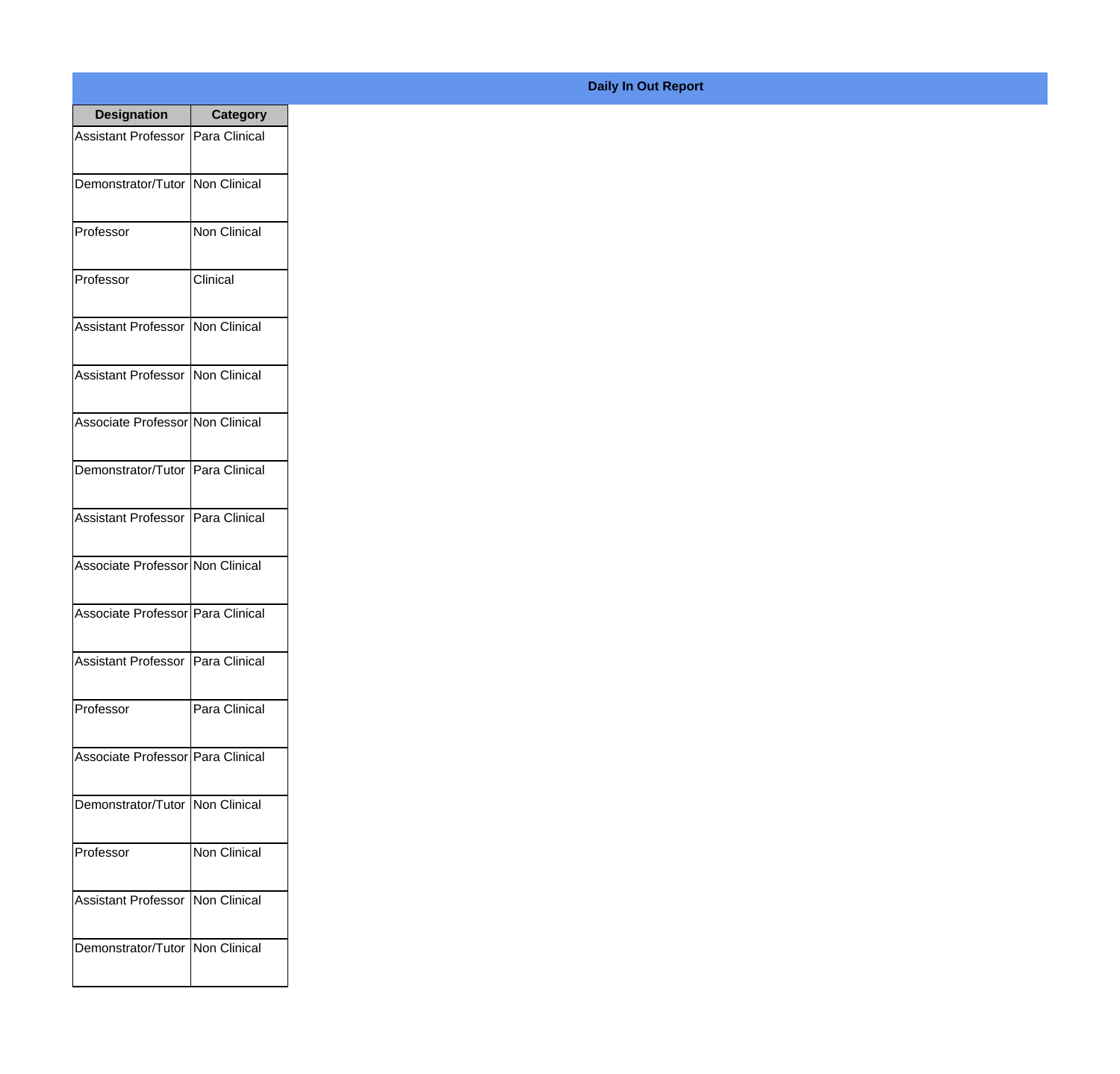**Daily In Out Report**

| Designation | Category |
|---|---|
| Assistant Professor | Para Clinical |
| Demonstrator/Tutor | Non Clinical |
| Professor | Non Clinical |
| Professor | Clinical |
| Assistant Professor | Non Clinical |
| Assistant Professor | Non Clinical |
| Associate Professor | Non Clinical |
| Demonstrator/Tutor | Para Clinical |
| Assistant Professor | Para Clinical |
| Associate Professor | Non Clinical |
| Associate Professor | Para Clinical |
| Assistant Professor | Para Clinical |
| Professor | Para Clinical |
| Associate Professor | Para Clinical |
| Demonstrator/Tutor | Non Clinical |
| Professor | Non Clinical |
| Assistant Professor | Non Clinical |
| Demonstrator/Tutor | Non Clinical |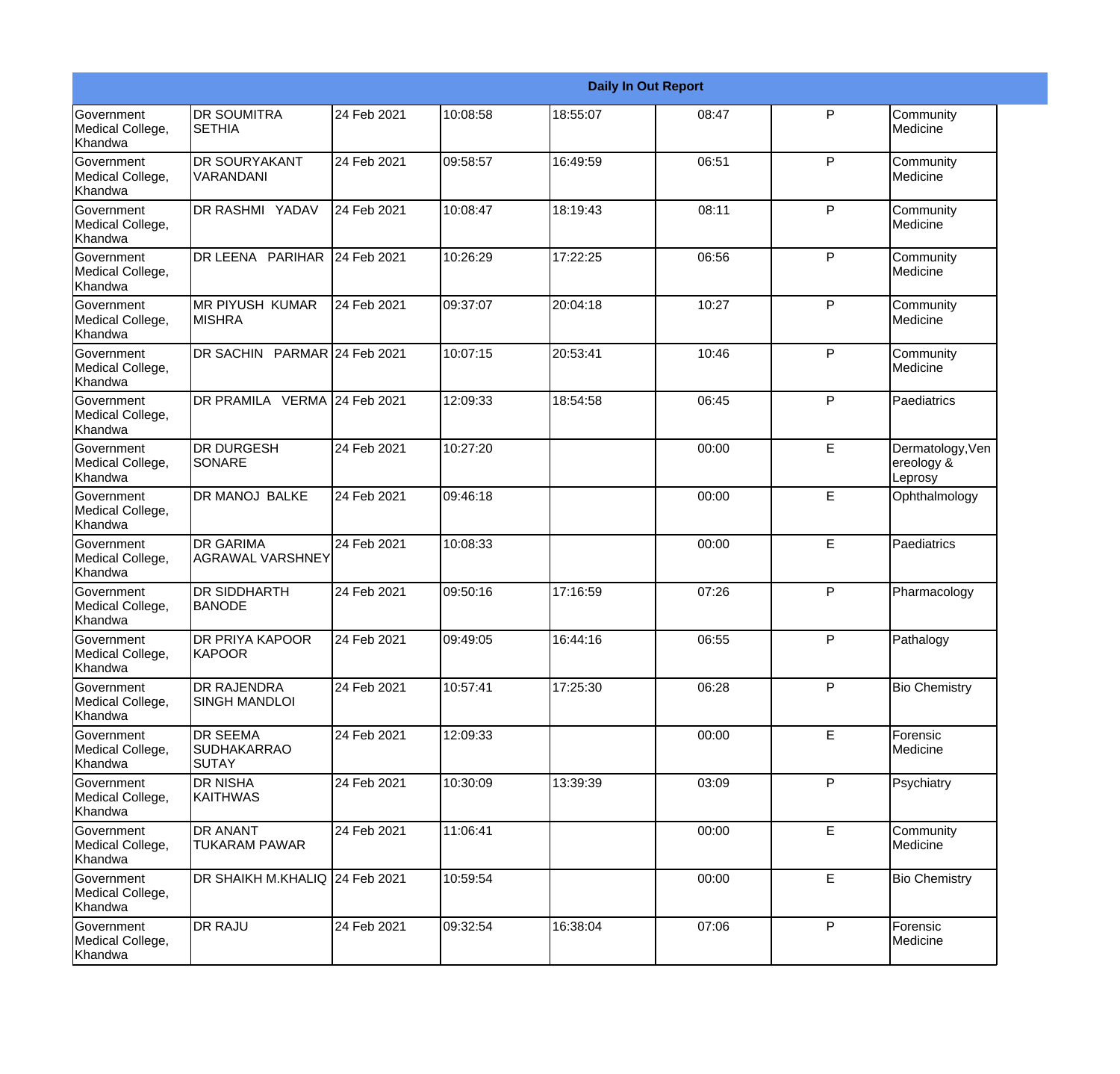**Daily In Out Report**

| | | | | | | | |
|---|---|---|---|---|---|---|---|
| Government Medical College, Khandwa | DR SOUMITRA SETHIA | 24 Feb 2021 | 10:08:58 | 18:55:07 | 08:47 | P | Community Medicine |
| Government Medical College, Khandwa | DR SOURYAKANT VARANDANI | 24 Feb 2021 | 09:58:57 | 16:49:59 | 06:51 | P | Community Medicine |
| Government Medical College, Khandwa | DR RASHMI YADAV | 24 Feb 2021 | 10:08:47 | 18:19:43 | 08:11 | P | Community Medicine |
| Government Medical College, Khandwa | DR LEENA PARIHAR | 24 Feb 2021 | 10:26:29 | 17:22:25 | 06:56 | P | Community Medicine |
| Government Medical College, Khandwa | MR PIYUSH KUMAR MISHRA | 24 Feb 2021 | 09:37:07 | 20:04:18 | 10:27 | P | Community Medicine |
| Government Medical College, Khandwa | DR SACHIN PARMAR | 24 Feb 2021 | 10:07:15 | 20:53:41 | 10:46 | P | Community Medicine |
| Government Medical College, Khandwa | DR PRAMILA VERMA | 24 Feb 2021 | 12:09:33 | 18:54:58 | 06:45 | P | Paediatrics |
| Government Medical College, Khandwa | DR DURGESH SONARE | 24 Feb 2021 | 10:27:20 | | 00:00 | E | Dermatology,Venereology & Leprosy |
| Government Medical College, Khandwa | DR MANOJ BALKE | 24 Feb 2021 | 09:46:18 | | 00:00 | E | Ophthalmology |
| Government Medical College, Khandwa | DR GARIMA AGRAWAL VARSHNEY | 24 Feb 2021 | 10:08:33 | | 00:00 | E | Paediatrics |
| Government Medical College, Khandwa | DR SIDDHARTH BANODE | 24 Feb 2021 | 09:50:16 | 17:16:59 | 07:26 | P | Pharmacology |
| Government Medical College, Khandwa | DR PRIYA KAPOOR KAPOOR | 24 Feb 2021 | 09:49:05 | 16:44:16 | 06:55 | P | Pathalogy |
| Government Medical College, Khandwa | DR RAJENDRA SINGH MANDLOI | 24 Feb 2021 | 10:57:41 | 17:25:30 | 06:28 | P | Bio Chemistry |
| Government Medical College, Khandwa | DR SEEMA SUDHAKARRAO SUTAY | 24 Feb 2021 | 12:09:33 | | 00:00 | E | Forensic Medicine |
| Government Medical College, Khandwa | DR NISHA KAITHWAS | 24 Feb 2021 | 10:30:09 | 13:39:39 | 03:09 | P | Psychiatry |
| Government Medical College, Khandwa | DR ANANT TUKARAM PAWAR | 24 Feb 2021 | 11:06:41 | | 00:00 | E | Community Medicine |
| Government Medical College, Khandwa | DR SHAIKH M.KHALIQ | 24 Feb 2021 | 10:59:54 | | 00:00 | E | Bio Chemistry |
| Government Medical College, Khandwa | DR RAJU | 24 Feb 2021 | 09:32:54 | 16:38:04 | 07:06 | P | Forensic Medicine |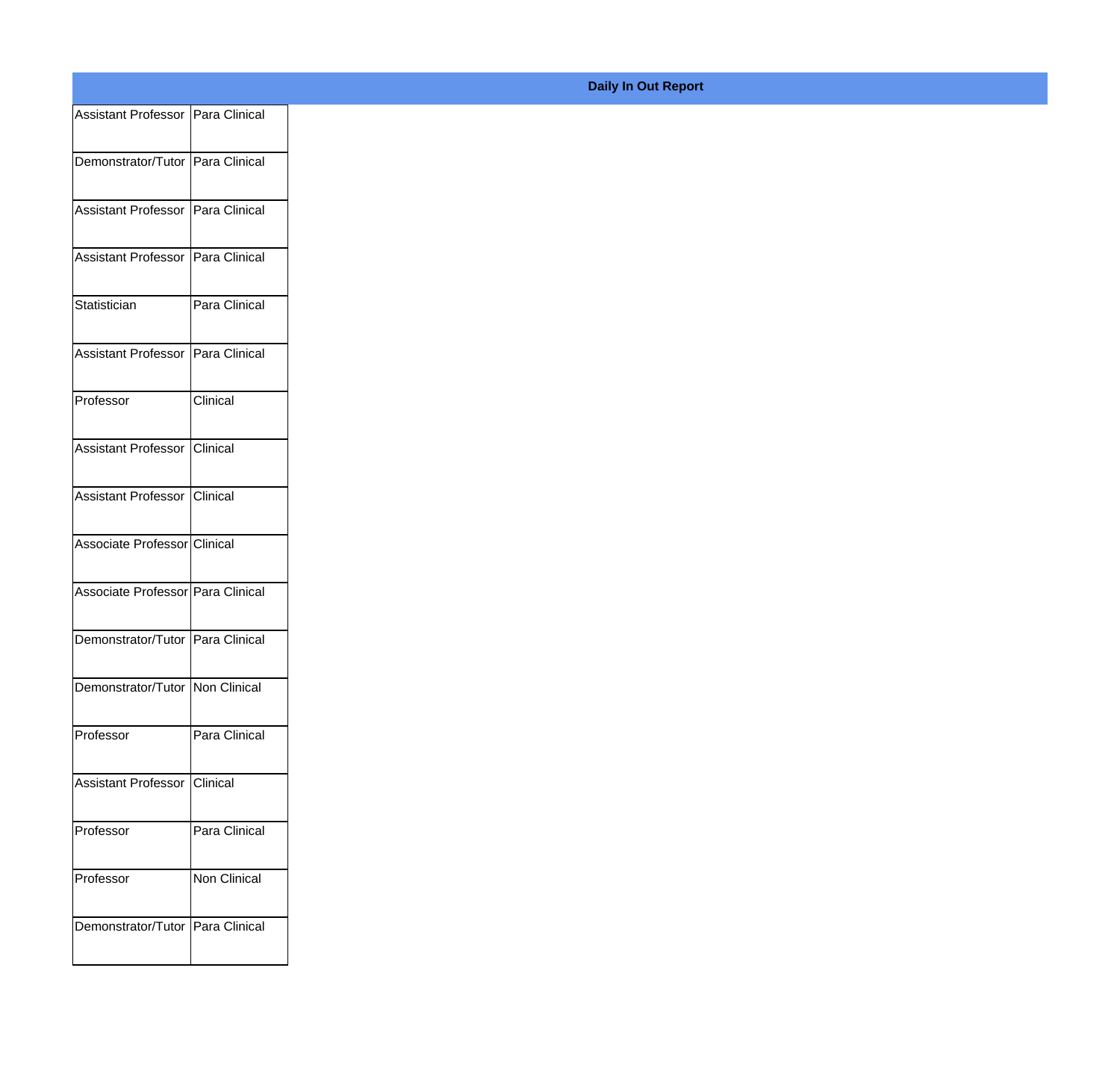**Daily In Out Report**

| | |
|---|---|
| Assistant Professor | Para Clinical |
| Demonstrator/Tutor | Para Clinical |
| Assistant Professor | Para Clinical |
| Assistant Professor | Para Clinical |
| Statistician | Para Clinical |
| Assistant Professor | Para Clinical |
| Professor | Clinical |
| Assistant Professor | Clinical |
| Assistant Professor | Clinical |
| Associate Professor | Clinical |
| Associate Professor | Para Clinical |
| Demonstrator/Tutor | Para Clinical |
| Demonstrator/Tutor | Non Clinical |
| Professor | Para Clinical |
| Assistant Professor | Clinical |
| Professor | Para Clinical |
| Professor | Non Clinical |
| Demonstrator/Tutor | Para Clinical |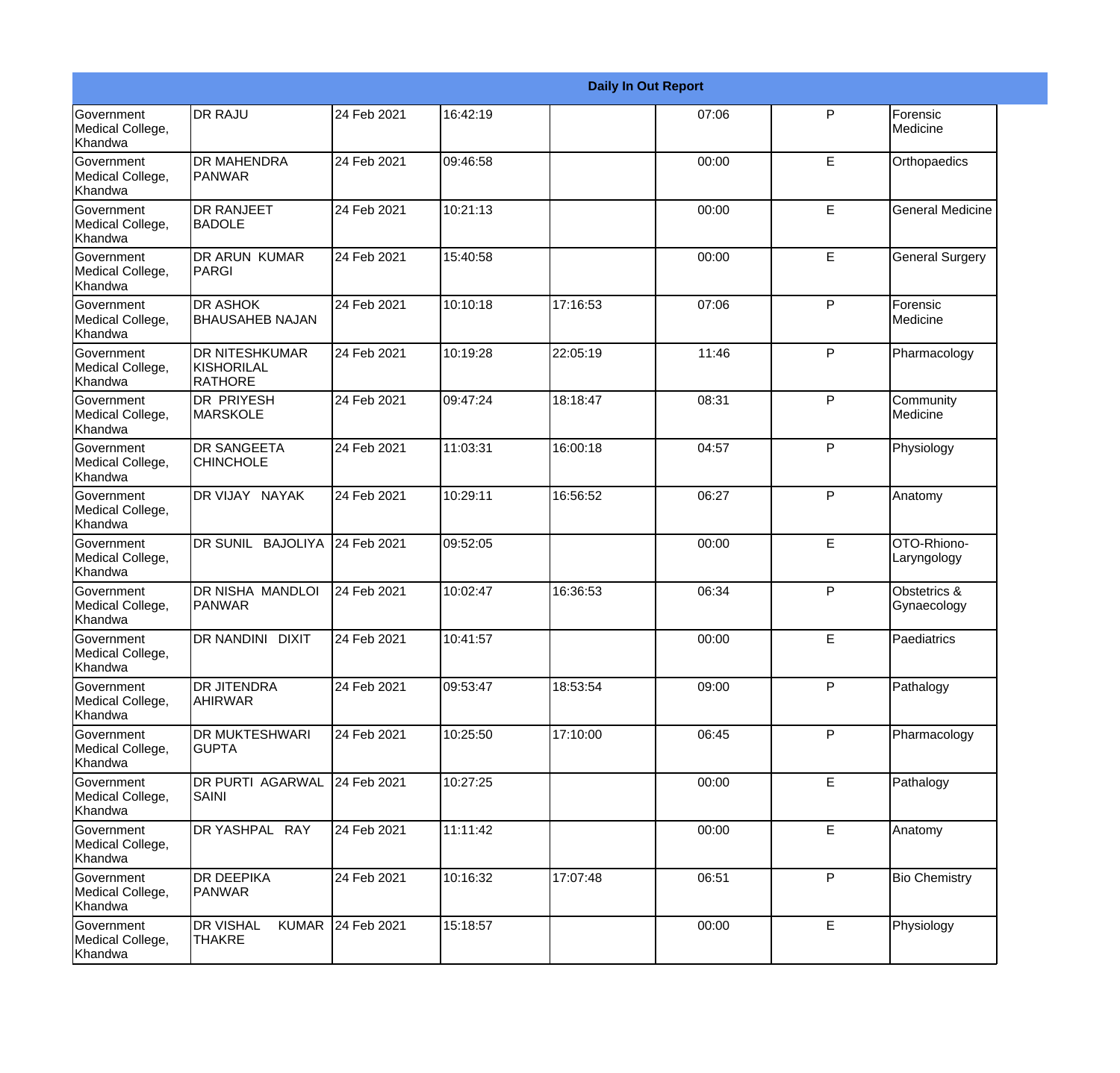| Daily In Out Report | | | | | | | |
|---|---|---|---|---|---|---|---|
| Government Medical College, Khandwa | DR RAJU | 24 Feb 2021 | 16:42:19 | | 07:06 | P | Forensic Medicine |
| Government Medical College, Khandwa | DR MAHENDRA PANWAR | 24 Feb 2021 | 09:46:58 | | 00:00 | E | Orthopaedics |
| Government Medical College, Khandwa | DR RANJEET BADOLE | 24 Feb 2021 | 10:21:13 | | 00:00 | E | General Medicine |
| Government Medical College, Khandwa | DR ARUN KUMAR PARGI | 24 Feb 2021 | 15:40:58 | | 00:00 | E | General Surgery |
| Government Medical College, Khandwa | DR ASHOK BHAUSAHEB NAJAN | 24 Feb 2021 | 10:10:18 | 17:16:53 | 07:06 | P | Forensic Medicine |
| Government Medical College, Khandwa | DR NITESHKUMAR KISHORILAL RATHORE | 24 Feb 2021 | 10:19:28 | 22:05:19 | 11:46 | P | Pharmacology |
| Government Medical College, Khandwa | DR PRIYESH MARSKOLE | 24 Feb 2021 | 09:47:24 | 18:18:47 | 08:31 | P | Community Medicine |
| Government Medical College, Khandwa | DR SANGEETA CHINCHOLE | 24 Feb 2021 | 11:03:31 | 16:00:18 | 04:57 | P | Physiology |
| Government Medical College, Khandwa | DR VIJAY NAYAK | 24 Feb 2021 | 10:29:11 | 16:56:52 | 06:27 | P | Anatomy |
| Government Medical College, Khandwa | DR SUNIL BAJOLIYA | 24 Feb 2021 | 09:52:05 | | 00:00 | E | OTO-Rhiono-Laryngology |
| Government Medical College, Khandwa | DR NISHA MANDLOI PANWAR | 24 Feb 2021 | 10:02:47 | 16:36:53 | 06:34 | P | Obstetrics & Gynaecology |
| Government Medical College, Khandwa | DR NANDINI DIXIT | 24 Feb 2021 | 10:41:57 | | 00:00 | E | Paediatrics |
| Government Medical College, Khandwa | DR JITENDRA AHIRWAR | 24 Feb 2021 | 09:53:47 | 18:53:54 | 09:00 | P | Pathalogy |
| Government Medical College, Khandwa | DR MUKTESHWARI GUPTA | 24 Feb 2021 | 10:25:50 | 17:10:00 | 06:45 | P | Pharmacology |
| Government Medical College, Khandwa | DR PURTI AGARWAL SAINI | 24 Feb 2021 | 10:27:25 | | 00:00 | E | Pathalogy |
| Government Medical College, Khandwa | DR YASHPAL RAY | 24 Feb 2021 | 11:11:42 | | 00:00 | E | Anatomy |
| Government Medical College, Khandwa | DR DEEPIKA PANWAR | 24 Feb 2021 | 10:16:32 | 17:07:48 | 06:51 | P | Bio Chemistry |
| Government Medical College, Khandwa | DR VISHAL KUMAR THAKRE | 24 Feb 2021 | 15:18:57 | | 00:00 | E | Physiology |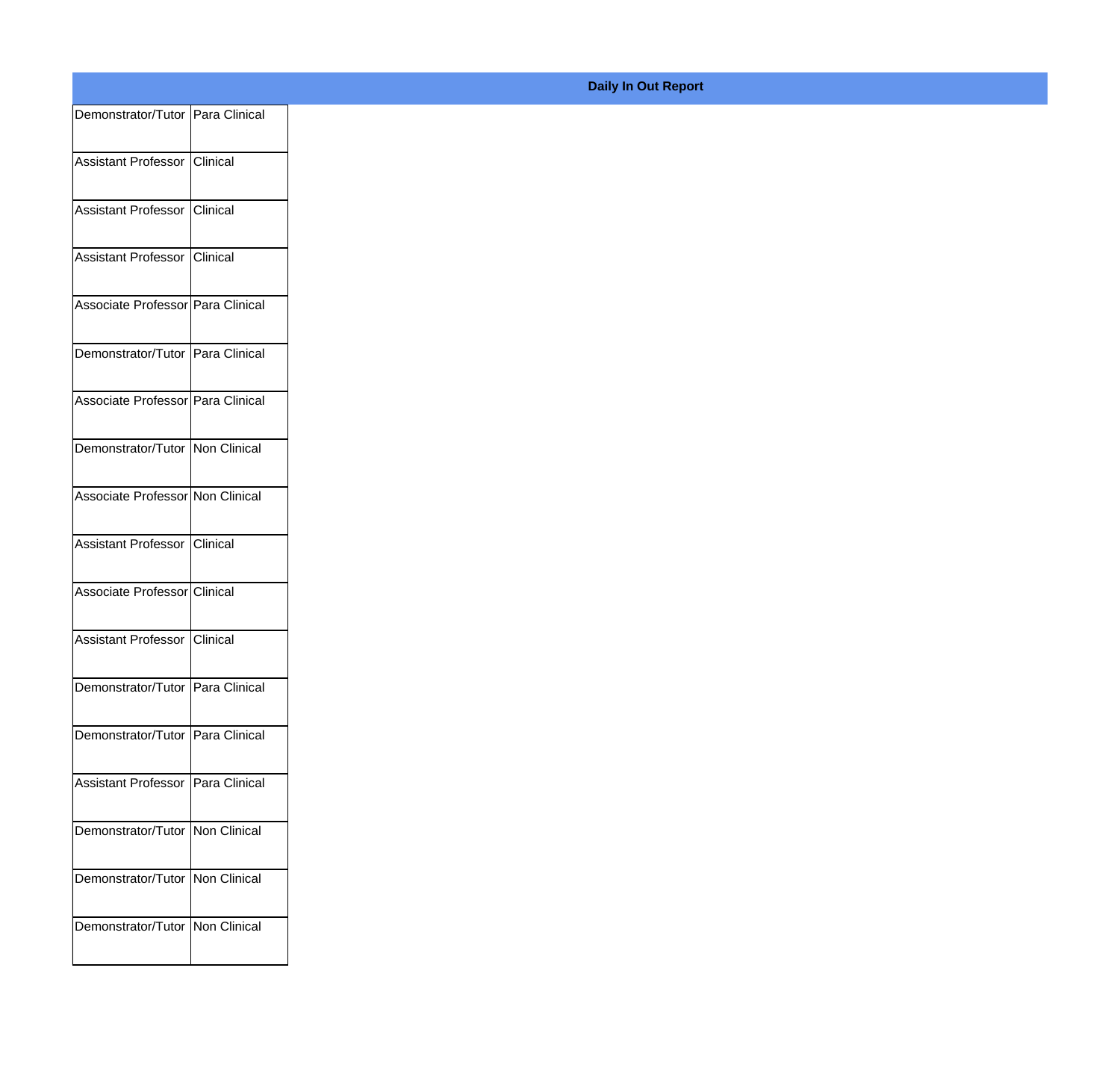**Daily In Out Report**

| | |
|---|---|
| Demonstrator/Tutor | Para Clinical |
| Assistant Professor | Clinical |
| Assistant Professor | Clinical |
| Assistant Professor | Clinical |
| Associate Professor | Para Clinical |
| Demonstrator/Tutor | Para Clinical |
| Associate Professor | Para Clinical |
| Demonstrator/Tutor | Non Clinical |
| Associate Professor | Non Clinical |
| Assistant Professor | Clinical |
| Associate Professor | Clinical |
| Assistant Professor | Clinical |
| Demonstrator/Tutor | Para Clinical |
| Demonstrator/Tutor | Para Clinical |
| Assistant Professor | Para Clinical |
| Demonstrator/Tutor | Non Clinical |
| Demonstrator/Tutor | Non Clinical |
| Demonstrator/Tutor | Non Clinical |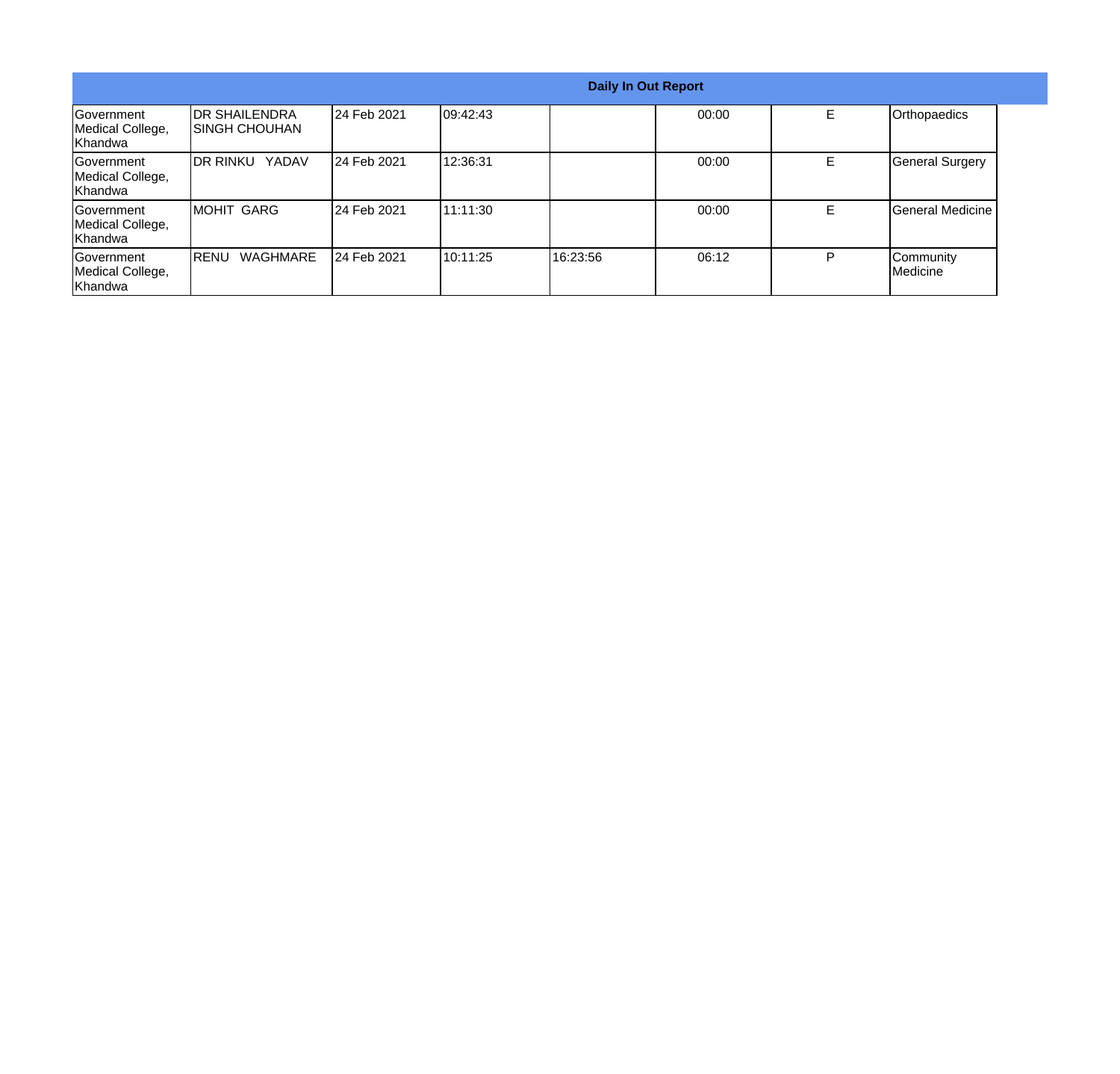**Daily In Out Report**

| | | | | | | | |
|---|---|---|---|---|---|---|---|
| Government Medical College, Khandwa | DR SHAILENDRA SINGH CHOUHAN | 24 Feb 2021 | 09:42:43 | | 00:00 | E | Orthopaedics |
| Government Medical College, Khandwa | DR RINKU YADAV | 24 Feb 2021 | 12:36:31 | | 00:00 | E | General Surgery |
| Government Medical College, Khandwa | MOHIT GARG | 24 Feb 2021 | 11:11:30 | | 00:00 | E | General Medicine |
| Government Medical College, Khandwa | RENU WAGHMARE | 24 Feb 2021 | 10:11:25 | 16:23:56 | 06:12 | P | Community Medicine |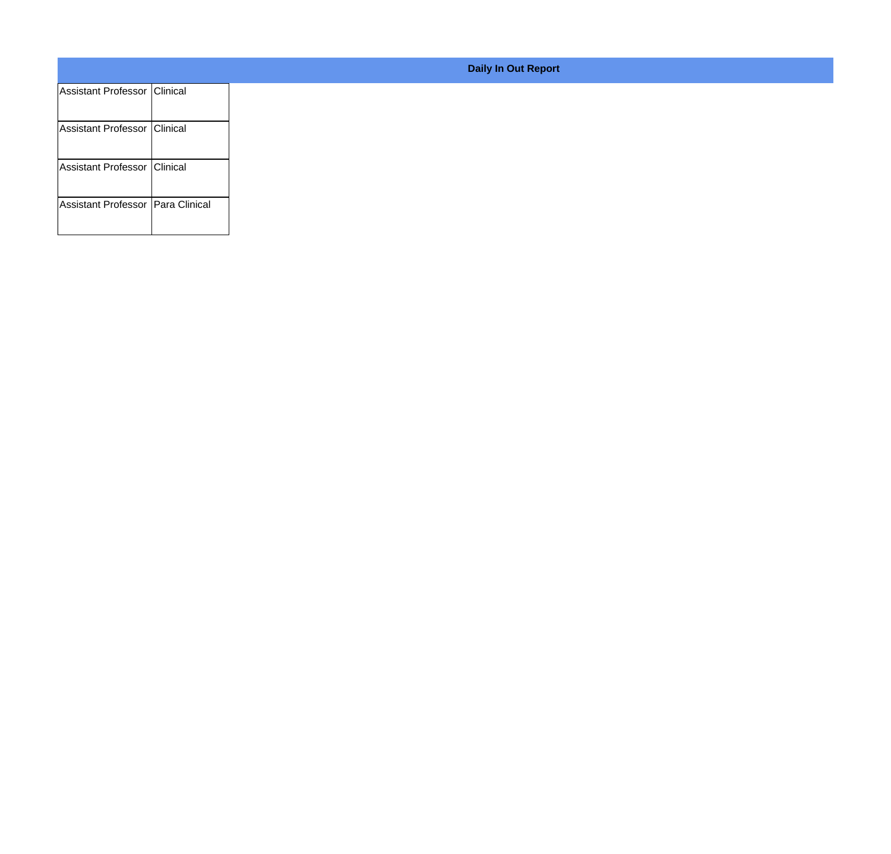**Daily In Out Report**

| | |
|---|---|
| Assistant Professor | Clinical |
| Assistant Professor | Clinical |
| Assistant Professor | Clinical |
| Assistant Professor | Para Clinical |